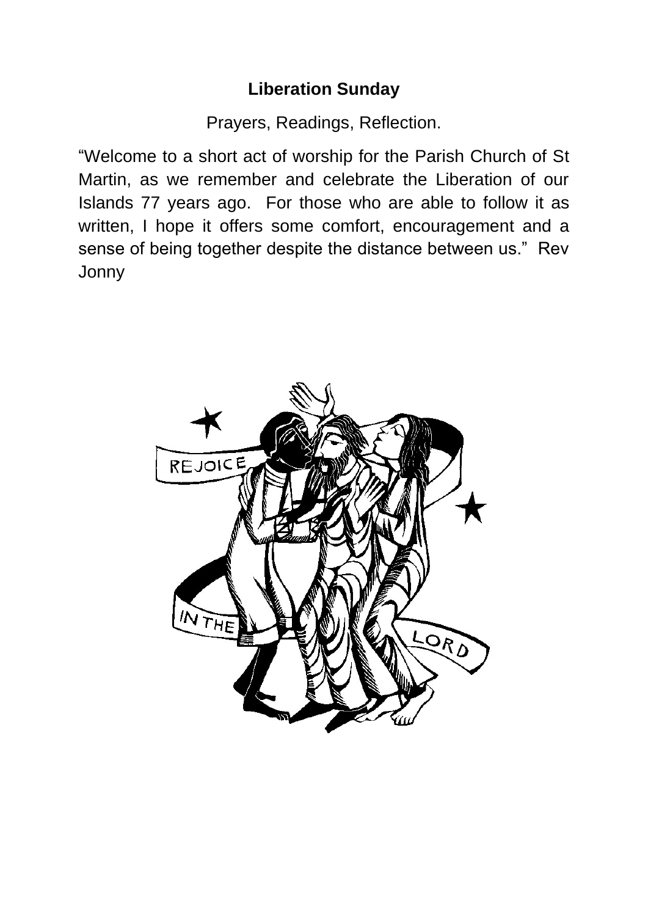# Liberation Sunday

Prayers, Readings, Reflection.

"Welcome to a short act of worship for the Parish Church of St Martin, as we remember and celebrate the Liberation of our Islands 77 years ago. For those who are able to follow it as written, I hope it offers some comfort, encouragement and a sense of being together despite the distance between us." Rev Jonny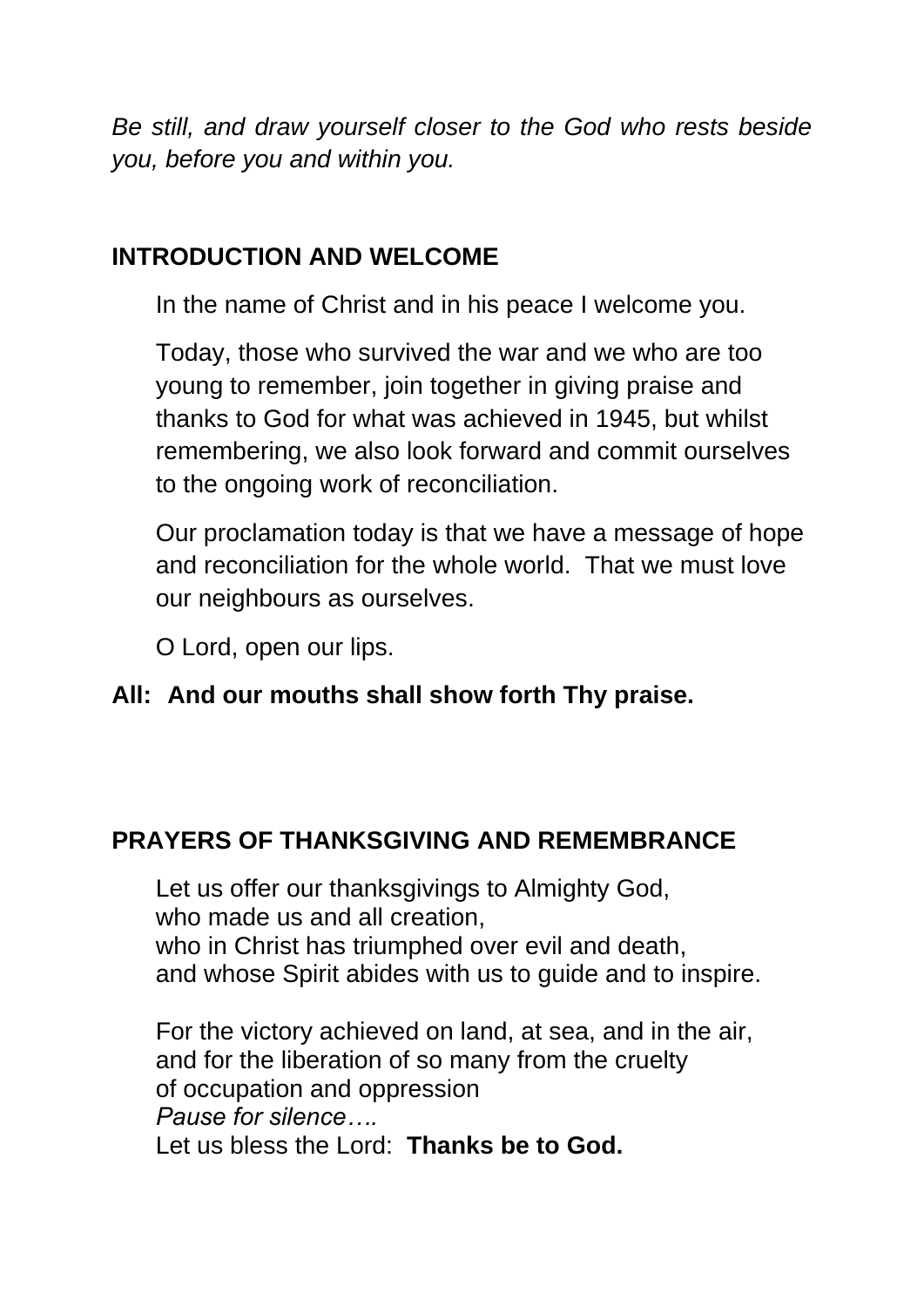*Be still, and draw yourself closer to the God who rests beside you, before you and within you.*

## INTRODUCTION AND WELCOME

In the name of Christ and in his peace I welcome you.

Today, those who survived the war and we who are too young to remember, join together in giving praise and thanks to God for what was achieved in 1945, but whilst remembering, we also look forward and commit ourselves to the ongoing work of reconciliation.

Our proclamation today is that we have a message of hope and reconciliation for the whole world. That we must love our neighbours as ourselves.

O Lord, open our lips.

**All: And our mouths shall show forth Thy praise.**

## PRAYERS OF THANKSGIVING AND REMEMBRANCE

Let us offer our thanksgivings to Almighty God,
who made us and all creation,
who in Christ has triumphed over evil and death,
and whose Spirit abides with us to guide and to inspire.

For the victory achieved on land, at sea, and in the air,
and for the liberation of so many from the cruelty
of occupation and oppression
*Pause for silence….*
Let us bless the Lord: **Thanks be to God.**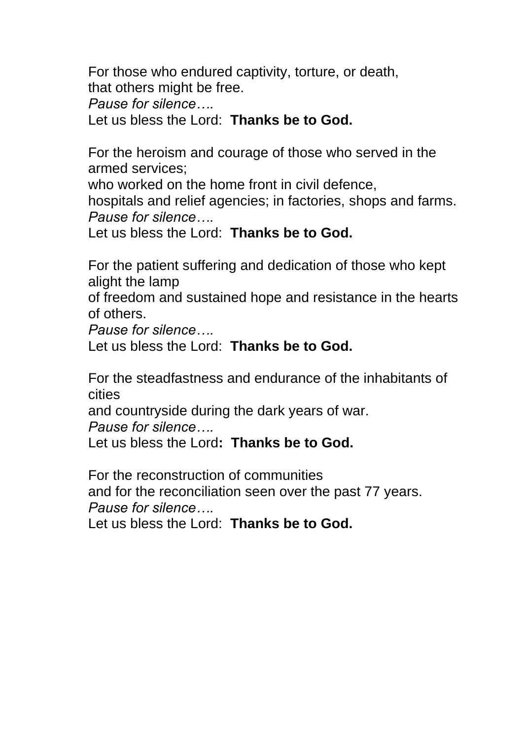For those who endured captivity, torture, or death,
that others might be free.
*Pause for silence….*
Let us bless the Lord: **Thanks be to God.**

For the heroism and courage of those who served in the armed services;
who worked on the home front in civil defence,
hospitals and relief agencies; in factories, shops and farms.
*Pause for silence….*
Let us bless the Lord: **Thanks be to God.**

For the patient suffering and dedication of those who kept alight the lamp
of freedom and sustained hope and resistance in the hearts of others.
*Pause for silence….*
Let us bless the Lord: **Thanks be to God.**

For the steadfastness and endurance of the inhabitants of cities
and countryside during the dark years of war.
*Pause for silence….*
Let us bless the Lord**: Thanks be to God.**

For the reconstruction of communities
and for the reconciliation seen over the past 77 years.
*Pause for silence….*
Let us bless the Lord: **Thanks be to God.**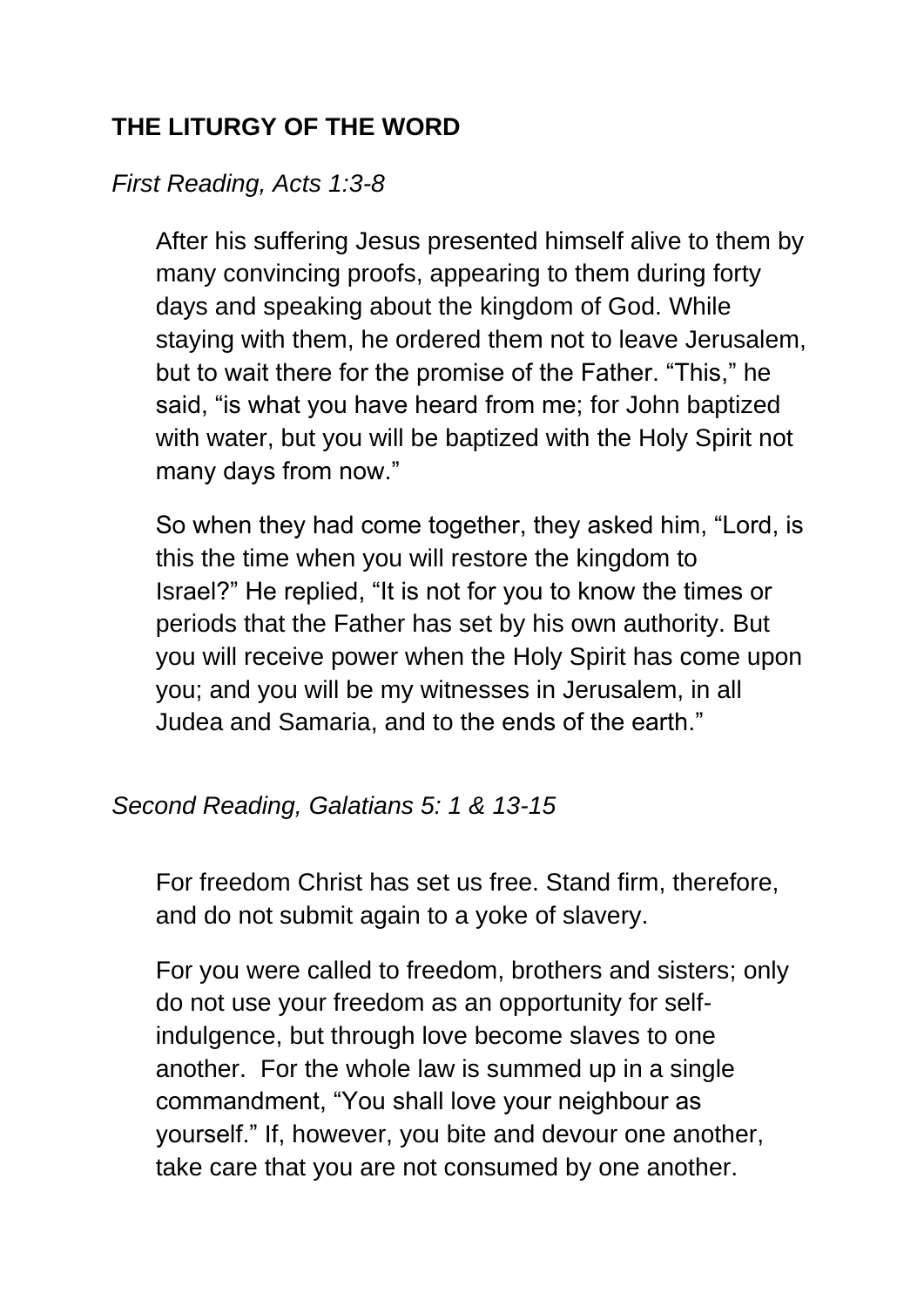## THE LITURGY OF THE WORD

*First Reading, Acts 1:3-8*

After his suffering Jesus presented himself alive to them by many convincing proofs, appearing to them during forty days and speaking about the kingdom of God. While staying with them, he ordered them not to leave Jerusalem, but to wait there for the promise of the Father. “This,” he said, “is what you have heard from me; for John baptized with water, but you will be baptized with the Holy Spirit not many days from now.”

So when they had come together, they asked him, “Lord, is this the time when you will restore the kingdom to Israel?” He replied, “It is not for you to know the times or periods that the Father has set by his own authority. But you will receive power when the Holy Spirit has come upon you; and you will be my witnesses in Jerusalem, in all Judea and Samaria, and to the ends of the earth.”

*Second Reading, Galatians 5: 1 & 13-15*

For freedom Christ has set us free. Stand firm, therefore, and do not submit again to a yoke of slavery.

For you were called to freedom, brothers and sisters; only do not use your freedom as an opportunity for self-indulgence, but through love become slaves to one another. For the whole law is summed up in a single commandment, “You shall love your neighbour as yourself.” If, however, you bite and devour one another, take care that you are not consumed by one another.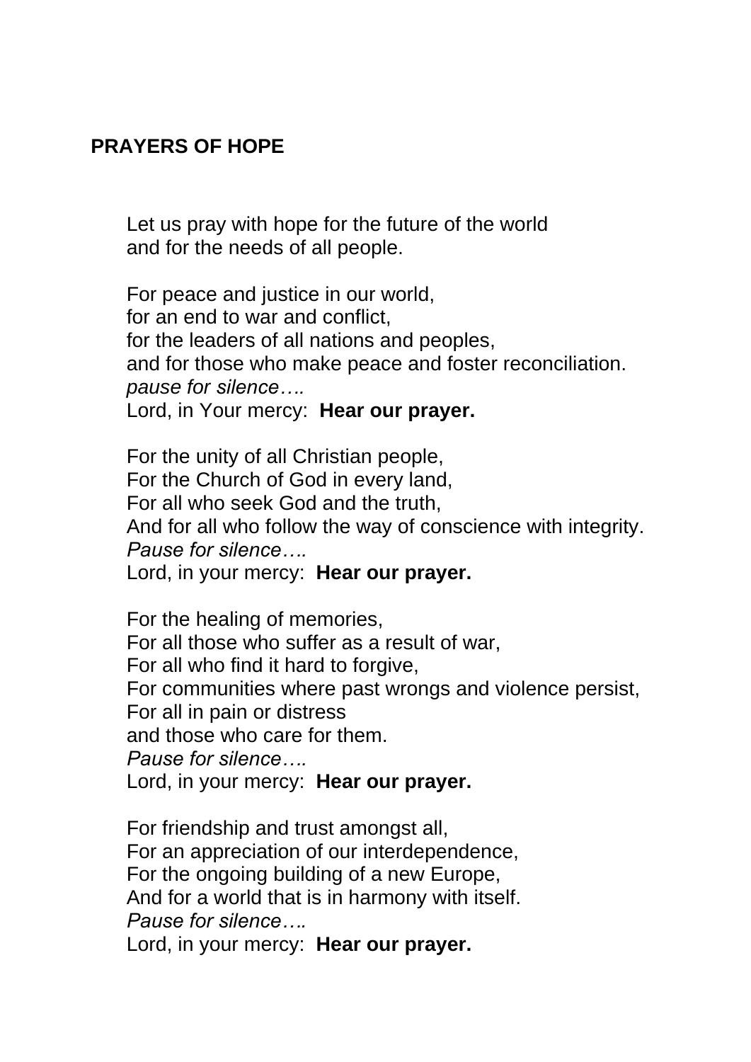**PRAYERS OF HOPE**

Let us pray with hope for the future of the world
and for the needs of all people.

For peace and justice in our world,
for an end to war and conflict,
for the leaders of all nations and peoples,
and for those who make peace and foster reconciliation.
*pause for silence….*
Lord, in Your mercy: **Hear our prayer.**

For the unity of all Christian people,
For the Church of God in every land,
For all who seek God and the truth,
And for all who follow the way of conscience with integrity.
*Pause for silence….*
Lord, in your mercy: **Hear our prayer.**

For the healing of memories,
For all those who suffer as a result of war,
For all who find it hard to forgive,
For communities where past wrongs and violence persist,
For all in pain or distress
and those who care for them.
*Pause for silence….*
Lord, in your mercy: **Hear our prayer.**

For friendship and trust amongst all,
For an appreciation of our interdependence,
For the ongoing building of a new Europe,
And for a world that is in harmony with itself.
*Pause for silence….*
Lord, in your mercy: **Hear our prayer.**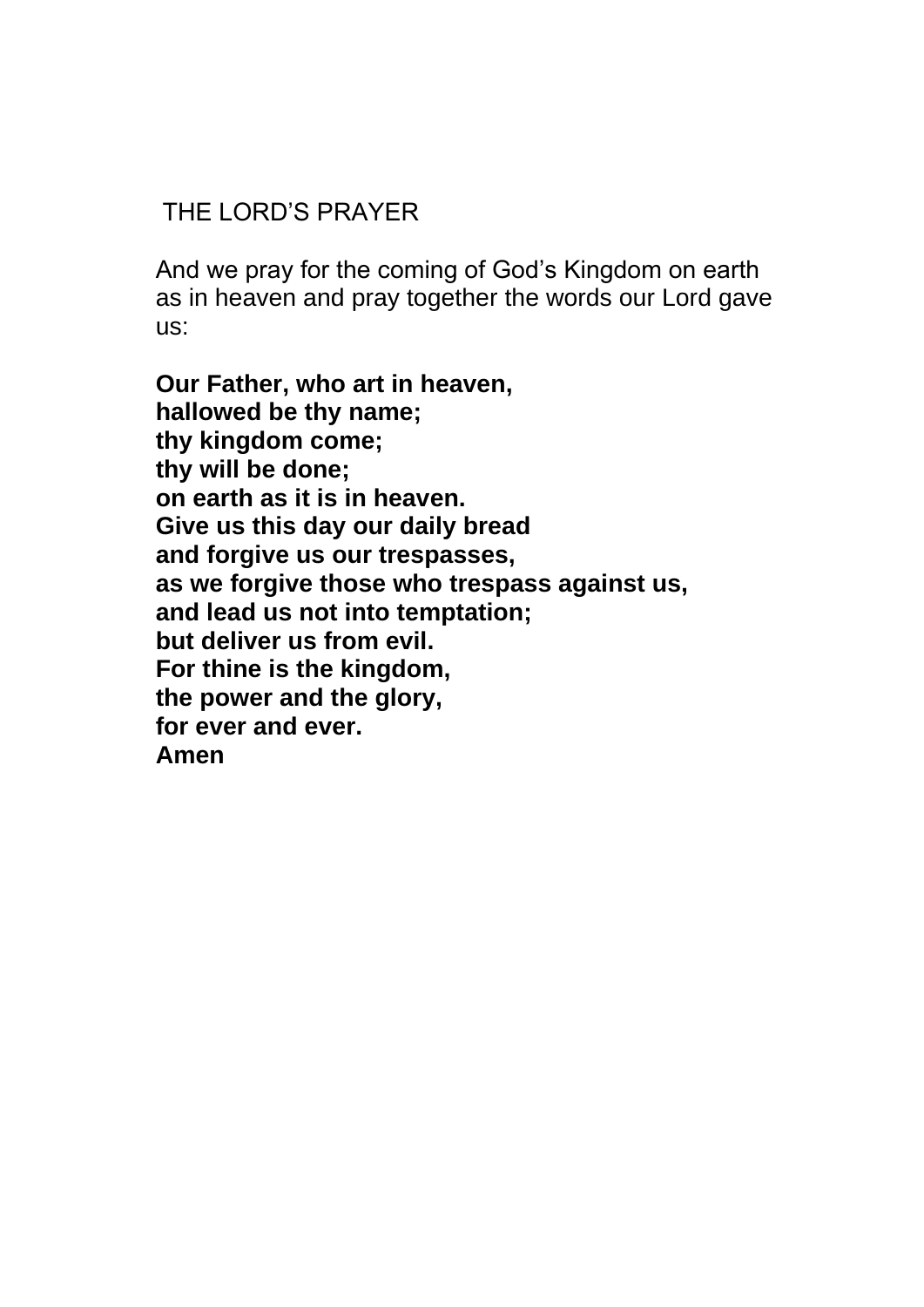## THE LORD'S PRAYER

And we pray for the coming of God's Kingdom on earth as in heaven and pray together the words our Lord gave us:

**Our Father, who art in heaven,**
**hallowed be thy name;**
**thy kingdom come;**
**thy will be done;**
**on earth as it is in heaven.**
**Give us this day our daily bread**
**and forgive us our trespasses,**
**as we forgive those who trespass against us,**
**and lead us not into temptation;**
**but deliver us from evil.**
**For thine is the kingdom,**
**the power and the glory,**
**for ever and ever.**
**Amen**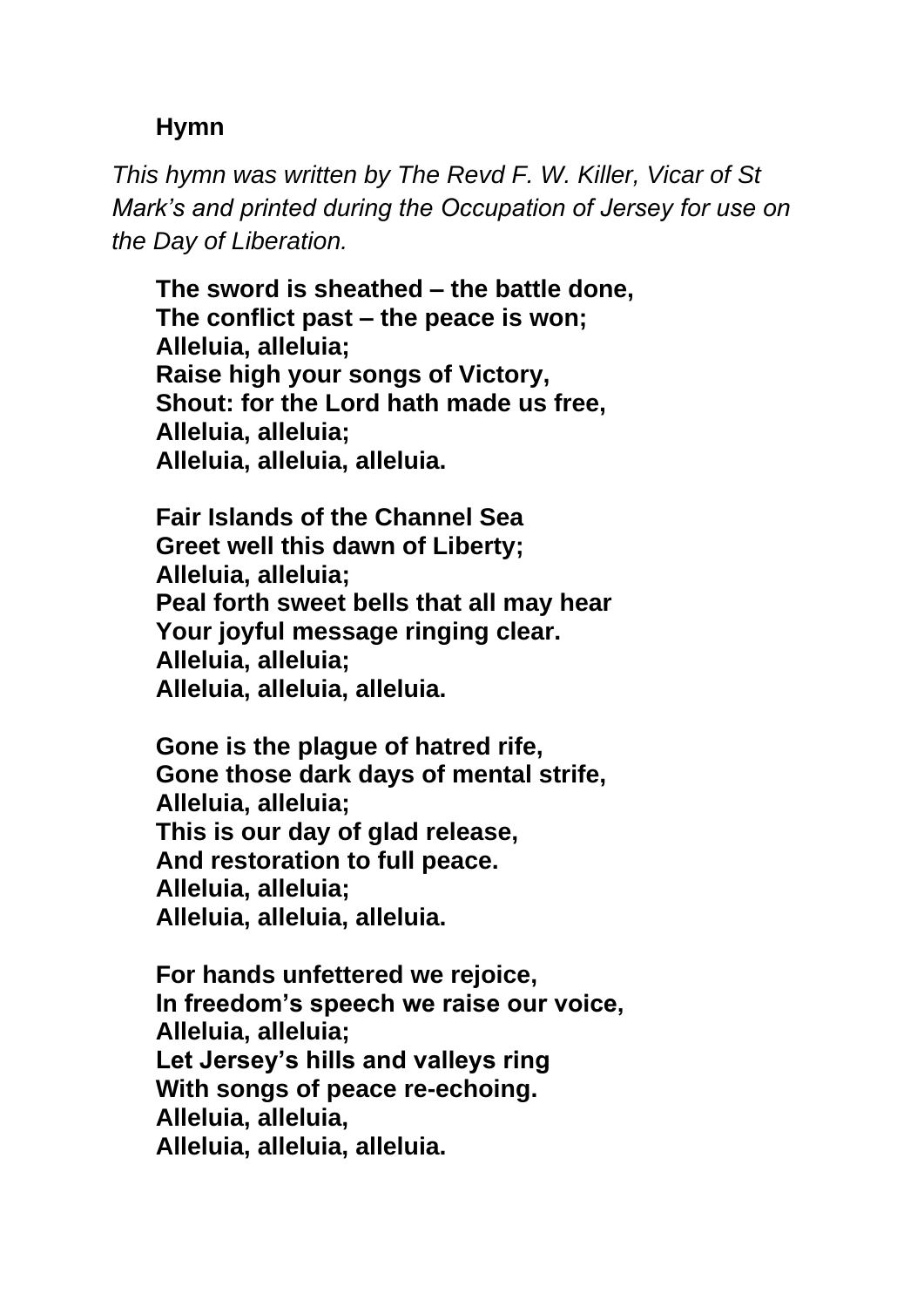**Hymn**

*This hymn was written by The Revd F. W. Killer, Vicar of St Mark's and printed during the Occupation of Jersey for use on the Day of Liberation.*

**The sword is sheathed – the battle done,**  
**The conflict past – the peace is won;**  
**Alleluia, alleluia;**  
**Raise high your songs of Victory,**  
**Shout: for the Lord hath made us free,**  
**Alleluia, alleluia;**  
**Alleluia, alleluia, alleluia.**

**Fair Islands of the Channel Sea**  
**Greet well this dawn of Liberty;**  
**Alleluia, alleluia;**  
**Peal forth sweet bells that all may hear**  
**Your joyful message ringing clear.**  
**Alleluia, alleluia;**  
**Alleluia, alleluia, alleluia.**

**Gone is the plague of hatred rife,**  
**Gone those dark days of mental strife,**  
**Alleluia, alleluia;**  
**This is our day of glad release,**  
**And restoration to full peace.**  
**Alleluia, alleluia;**  
**Alleluia, alleluia, alleluia.**

**For hands unfettered we rejoice,**  
**In freedom's speech we raise our voice,**  
**Alleluia, alleluia;**  
**Let Jersey's hills and valleys ring**  
**With songs of peace re-echoing.**  
**Alleluia, alleluia,**  
**Alleluia, alleluia, alleluia.**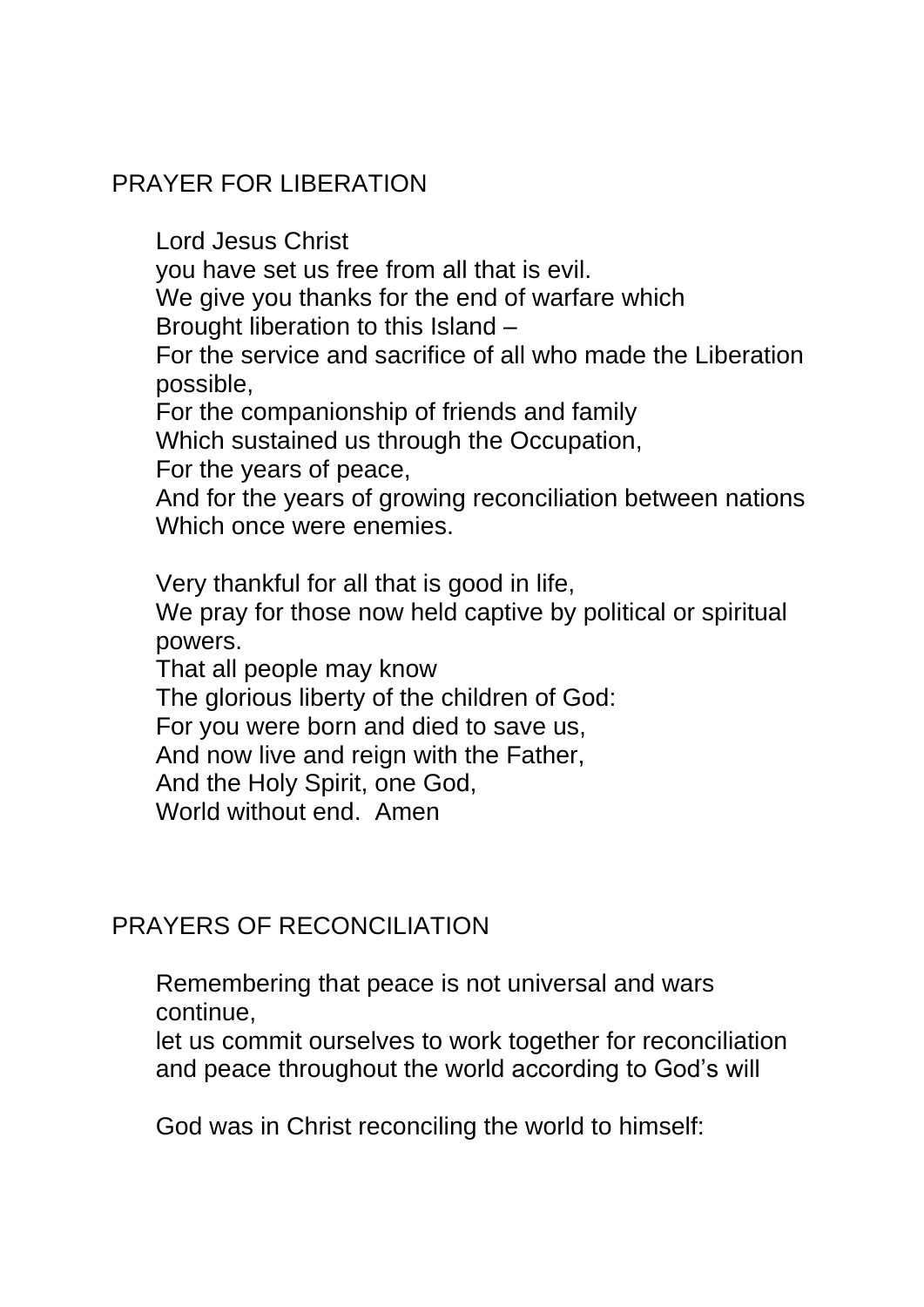## PRAYER FOR LIBERATION

Lord Jesus Christ
you have set us free from all that is evil.
We give you thanks for the end of warfare which
Brought liberation to this Island –
For the service and sacrifice of all who made the Liberation possible,
For the companionship of friends and family
Which sustained us through the Occupation,
For the years of peace,
And for the years of growing reconciliation between nations
Which once were enemies.

Very thankful for all that is good in life,
We pray for those now held captive by political or spiritual powers.
That all people may know
The glorious liberty of the children of God:
For you were born and died to save us,
And now live and reign with the Father,
And the Holy Spirit, one God,
World without end. Amen

## PRAYERS OF RECONCILIATION

Remembering that peace is not universal and wars continue,
let us commit ourselves to work together for reconciliation and peace throughout the world according to God's will

God was in Christ reconciling the world to himself: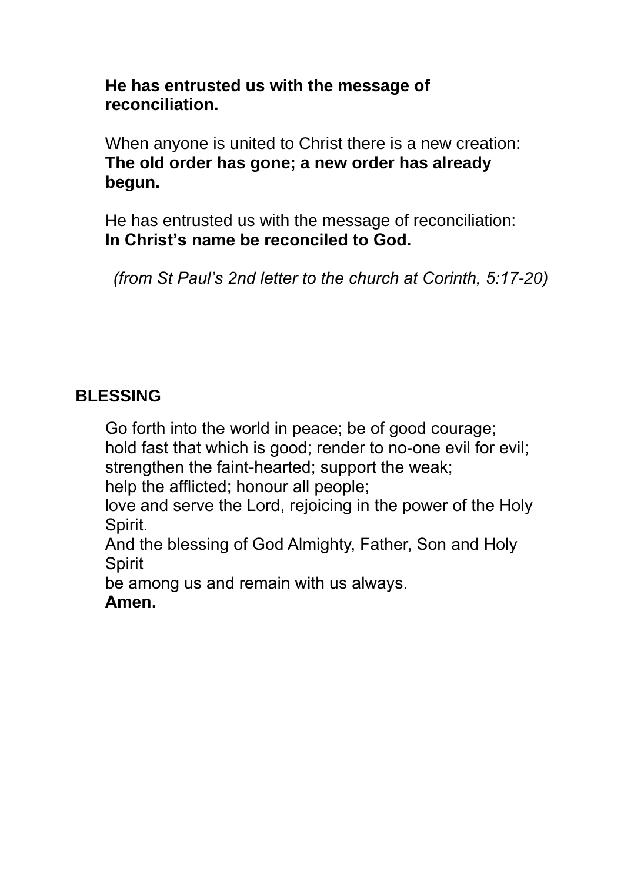**He has entrusted us with the message of reconciliation.**

When anyone is united to Christ there is a new creation:
**The old order has gone; a new order has already begun.**

He has entrusted us with the message of reconciliation:
**In Christ's name be reconciled to God.**

*(from St Paul's 2nd letter to the church at Corinth, 5:17-20)*

## BLESSING

Go forth into the world in peace; be of good courage;
hold fast that which is good; render to no-one evil for evil;
strengthen the faint-hearted; support the weak;
help the afflicted; honour all people;
love and serve the Lord, rejoicing in the power of the Holy Spirit.
And the blessing of God Almighty, Father, Son and Holy Spirit
be among us and remain with us always.
**Amen.**